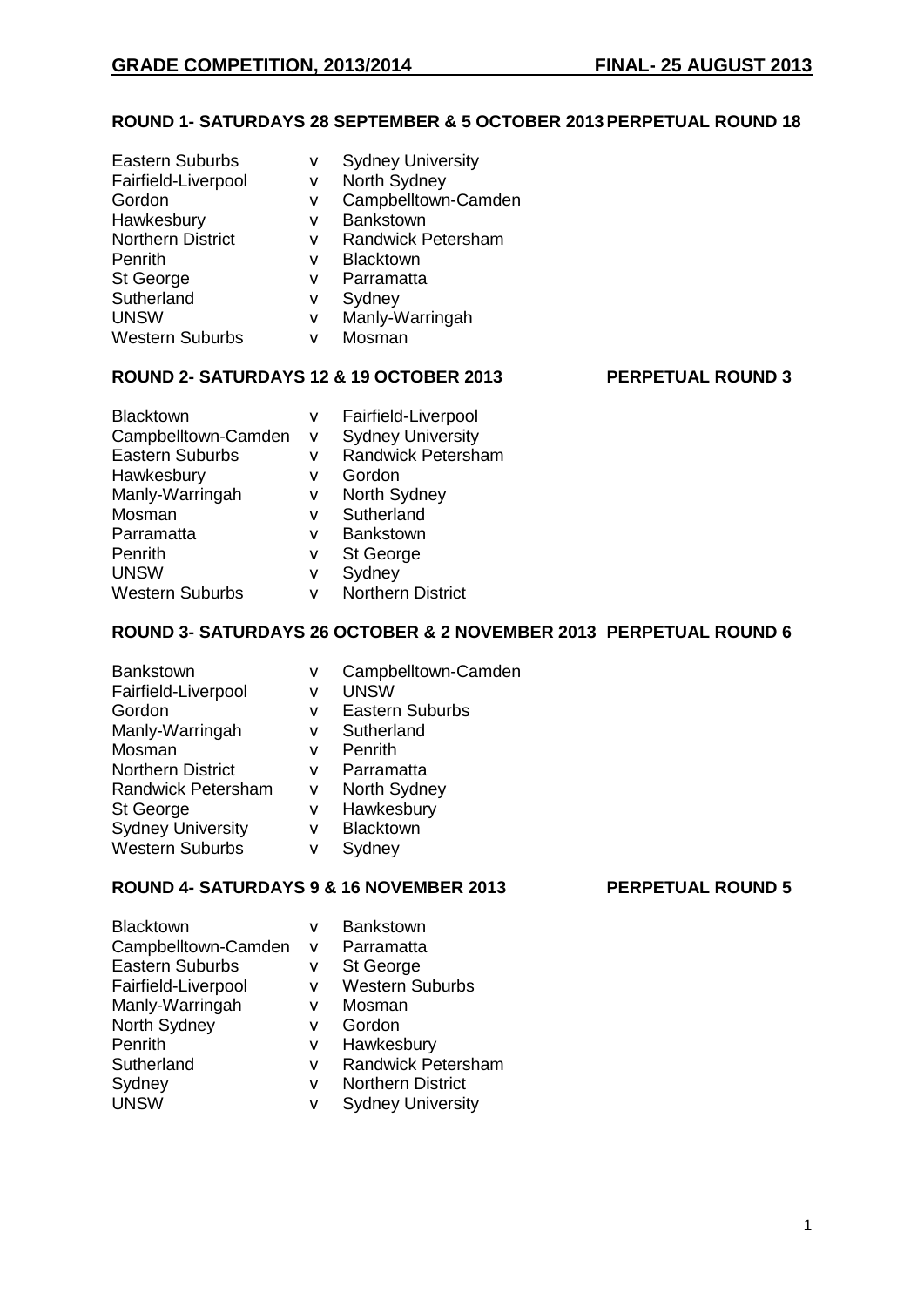**GRADE COMPETITION, 2013/2014 FINAL- 25 AUGUST 2013**

### ROUND 1- SATURDAYS 28 SEPTEMBER & 5 OCTOBER 2013 PERPETUAL ROUND 18

| | | |
|---|---|---|
| Eastern Suburbs | v | Sydney University |
| Fairfield-Liverpool | v | North Sydney |
| Gordon | v | Campbelltown-Camden |
| Hawkesbury | v | Bankstown |
| Northern District | v | Randwick Petersham |
| Penrith | v | Blacktown |
| St George | v | Parramatta |
| Sutherland | v | Sydney |
| UNSW | v | Manly-Warringah |
| Western Suburbs | v | Mosman |

### ROUND 2- SATURDAYS 12 & 19 OCTOBER 2013 PERPETUAL ROUND 3

| | | |
|---|---|---|
| Blacktown | v | Fairfield-Liverpool |
| Campbelltown-Camden | v | Sydney University |
| Eastern Suburbs | v | Randwick Petersham |
| Hawkesbury | v | Gordon |
| Manly-Warringah | v | North Sydney |
| Mosman | v | Sutherland |
| Parramatta | v | Bankstown |
| Penrith | v | St George |
| UNSW | v | Sydney |
| Western Suburbs | v | Northern District |

### ROUND 3- SATURDAYS 26 OCTOBER & 2 NOVEMBER 2013 PERPETUAL ROUND 6

| | | |
|---|---|---|
| Bankstown | v | Campbelltown-Camden |
| Fairfield-Liverpool | v | UNSW |
| Gordon | v | Eastern Suburbs |
| Manly-Warringah | v | Sutherland |
| Mosman | v | Penrith |
| Northern District | v | Parramatta |
| Randwick Petersham | v | North Sydney |
| St George | v | Hawkesbury |
| Sydney University | v | Blacktown |
| Western Suburbs | v | Sydney |

### ROUND 4- SATURDAYS 9 & 16 NOVEMBER 2013 PERPETUAL ROUND 5

| | | |
|---|---|---|
| Blacktown | v | Bankstown |
| Campbelltown-Camden | v | Parramatta |
| Eastern Suburbs | v | St George |
| Fairfield-Liverpool | v | Western Suburbs |
| Manly-Warringah | v | Mosman |
| North Sydney | v | Gordon |
| Penrith | v | Hawkesbury |
| Sutherland | v | Randwick Petersham |
| Sydney | v | Northern District |
| UNSW | v | Sydney University |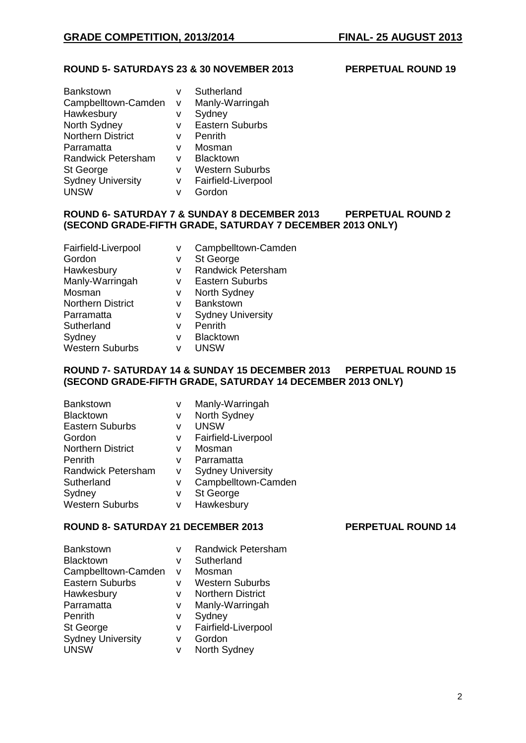**GRADE COMPETITION, 2013/2014 FINAL- 25 AUGUST 2013**

### ROUND 5- SATURDAYS 23 & 30 NOVEMBER 2013 PERPETUAL ROUND 19

| | | |
|---|---|---|
| Bankstown | v | Sutherland |
| Campbelltown-Camden | v | Manly-Warringah |
| Hawkesbury | v | Sydney |
| North Sydney | v | Eastern Suburbs |
| Northern District | v | Penrith |
| Parramatta | v | Mosman |
| Randwick Petersham | v | Blacktown |
| St George | v | Western Suburbs |
| Sydney University | v | Fairfield-Liverpool |
| UNSW | v | Gordon |

### ROUND 6- SATURDAY 7 & SUNDAY 8 DECEMBER 2013 PERPETUAL ROUND 2
### (SECOND GRADE-FIFTH GRADE, SATURDAY 7 DECEMBER 2013 ONLY)

| | | |
|---|---|---|
| Fairfield-Liverpool | v | Campbelltown-Camden |
| Gordon | v | St George |
| Hawkesbury | v | Randwick Petersham |
| Manly-Warringah | v | Eastern Suburbs |
| Mosman | v | North Sydney |
| Northern District | v | Bankstown |
| Parramatta | v | Sydney University |
| Sutherland | v | Penrith |
| Sydney | v | Blacktown |
| Western Suburbs | v | UNSW |

### ROUND 7- SATURDAY 14 & SUNDAY 15 DECEMBER 2013 PERPETUAL ROUND 15
### (SECOND GRADE-FIFTH GRADE, SATURDAY 14 DECEMBER 2013 ONLY)

| | | |
|---|---|---|
| Bankstown | v | Manly-Warringah |
| Blacktown | v | North Sydney |
| Eastern Suburbs | v | UNSW |
| Gordon | v | Fairfield-Liverpool |
| Northern District | v | Mosman |
| Penrith | v | Parramatta |
| Randwick Petersham | v | Sydney University |
| Sutherland | v | Campbelltown-Camden |
| Sydney | v | St George |
| Western Suburbs | v | Hawkesbury |

### ROUND 8- SATURDAY 21 DECEMBER 2013 PERPETUAL ROUND 14

| | | |
|---|---|---|
| Bankstown | v | Randwick Petersham |
| Blacktown | v | Sutherland |
| Campbelltown-Camden | v | Mosman |
| Eastern Suburbs | v | Western Suburbs |
| Hawkesbury | v | Northern District |
| Parramatta | v | Manly-Warringah |
| Penrith | v | Sydney |
| St George | v | Fairfield-Liverpool |
| Sydney University | v | Gordon |
| UNSW | v | North Sydney |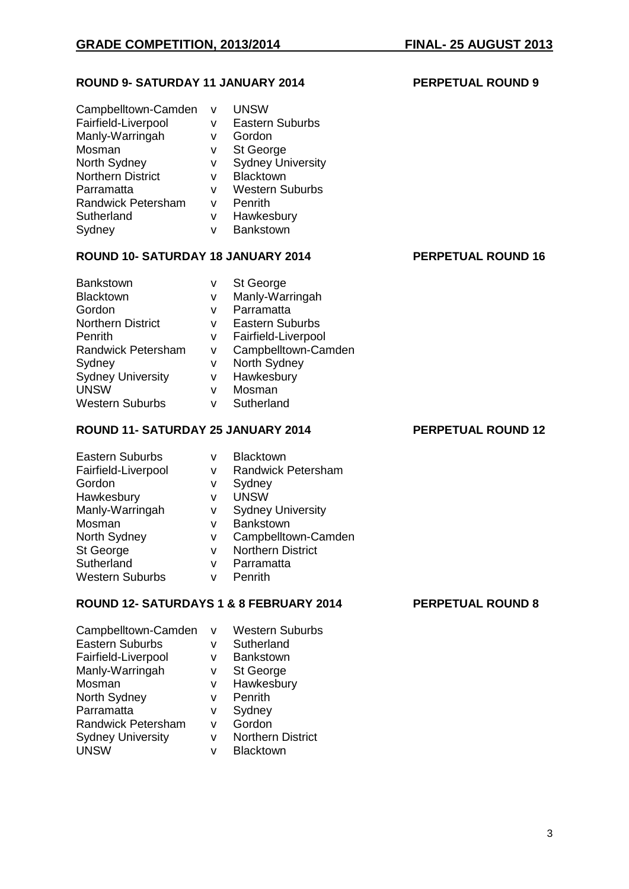## ROUND 9- SATURDAY 11 JANUARY 2014 — PERPETUAL ROUND 9

| | | |
|---|---|---|
| Campbelltown-Camden | v | UNSW |
| Fairfield-Liverpool | v | Eastern Suburbs |
| Manly-Warringah | v | Gordon |
| Mosman | v | St George |
| North Sydney | v | Sydney University |
| Northern District | v | Blacktown |
| Parramatta | v | Western Suburbs |
| Randwick Petersham | v | Penrith |
| Sutherland | v | Hawkesbury |
| Sydney | v | Bankstown |

## ROUND 10- SATURDAY 18 JANUARY 2014 — PERPETUAL ROUND 16

| | | |
|---|---|---|
| Bankstown | v | St George |
| Blacktown | v | Manly-Warringah |
| Gordon | v | Parramatta |
| Northern District | v | Eastern Suburbs |
| Penrith | v | Fairfield-Liverpool |
| Randwick Petersham | v | Campbelltown-Camden |
| Sydney | v | North Sydney |
| Sydney University | v | Hawkesbury |
| UNSW | v | Mosman |
| Western Suburbs | v | Sutherland |

## ROUND 11- SATURDAY 25 JANUARY 2014 — PERPETUAL ROUND 12

| | | |
|---|---|---|
| Eastern Suburbs | v | Blacktown |
| Fairfield-Liverpool | v | Randwick Petersham |
| Gordon | v | Sydney |
| Hawkesbury | v | UNSW |
| Manly-Warringah | v | Sydney University |
| Mosman | v | Bankstown |
| North Sydney | v | Campbelltown-Camden |
| St George | v | Northern District |
| Sutherland | v | Parramatta |
| Western Suburbs | v | Penrith |

## ROUND 12- SATURDAYS 1 & 8 FEBRUARY 2014 — PERPETUAL ROUND 8

| | | |
|---|---|---|
| Campbelltown-Camden | v | Western Suburbs |
| Eastern Suburbs | v | Sutherland |
| Fairfield-Liverpool | v | Bankstown |
| Manly-Warringah | v | St George |
| Mosman | v | Hawkesbury |
| North Sydney | v | Penrith |
| Parramatta | v | Sydney |
| Randwick Petersham | v | Gordon |
| Sydney University | v | Northern District |
| UNSW | v | Blacktown |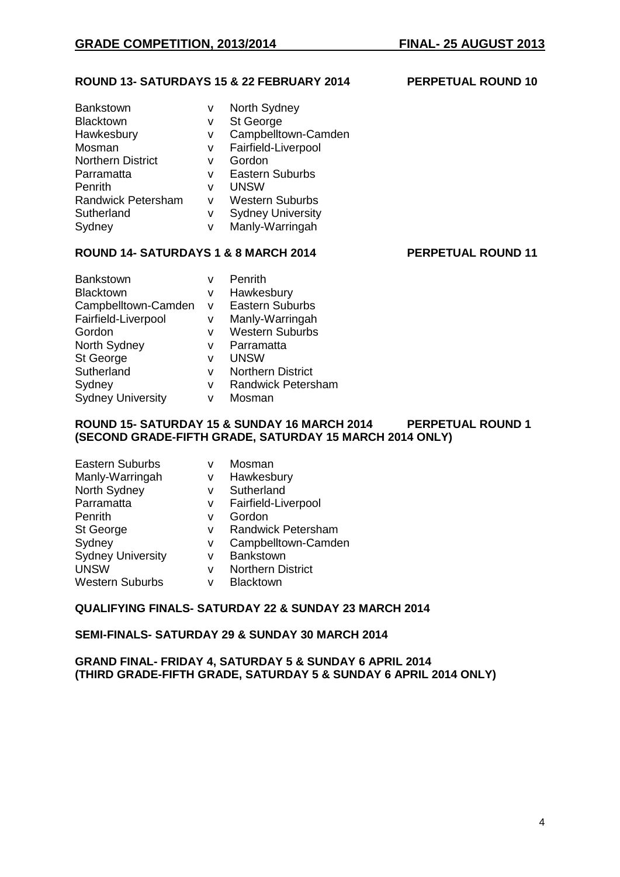**ROUND 13- SATURDAYS 15 & 22 FEBRUARY 2014 PERPETUAL ROUND 10**

| | | |
|---|---|---|
| Bankstown | v | North Sydney |
| Blacktown | v | St George |
| Hawkesbury | v | Campbelltown-Camden |
| Mosman | v | Fairfield-Liverpool |
| Northern District | v | Gordon |
| Parramatta | v | Eastern Suburbs |
| Penrith | v | UNSW |
| Randwick Petersham | v | Western Suburbs |
| Sutherland | v | Sydney University |
| Sydney | v | Manly-Warringah |

**ROUND 14- SATURDAYS 1 & 8 MARCH 2014 PERPETUAL ROUND 11**

| | | |
|---|---|---|
| Bankstown | v | Penrith |
| Blacktown | v | Hawkesbury |
| Campbelltown-Camden | v | Eastern Suburbs |
| Fairfield-Liverpool | v | Manly-Warringah |
| Gordon | v | Western Suburbs |
| North Sydney | v | Parramatta |
| St George | v | UNSW |
| Sutherland | v | Northern District |
| Sydney | v | Randwick Petersham |
| Sydney University | v | Mosman |

**ROUND 15- SATURDAY 15 & SUNDAY 16 MARCH 2014 PERPETUAL ROUND 1**
**(SECOND GRADE-FIFTH GRADE, SATURDAY 15 MARCH 2014 ONLY)**

| | | |
|---|---|---|
| Eastern Suburbs | v | Mosman |
| Manly-Warringah | v | Hawkesbury |
| North Sydney | v | Sutherland |
| Parramatta | v | Fairfield-Liverpool |
| Penrith | v | Gordon |
| St George | v | Randwick Petersham |
| Sydney | v | Campbelltown-Camden |
| Sydney University | v | Bankstown |
| UNSW | v | Northern District |
| Western Suburbs | v | Blacktown |

**QUALIFYING FINALS- SATURDAY 22 & SUNDAY 23 MARCH 2014**

**SEMI-FINALS- SATURDAY 29 & SUNDAY 30 MARCH 2014**

**GRAND FINAL- FRIDAY 4, SATURDAY 5 & SUNDAY 6 APRIL 2014**
**(THIRD GRADE-FIFTH GRADE, SATURDAY 5 & SUNDAY 6 APRIL 2014 ONLY)**